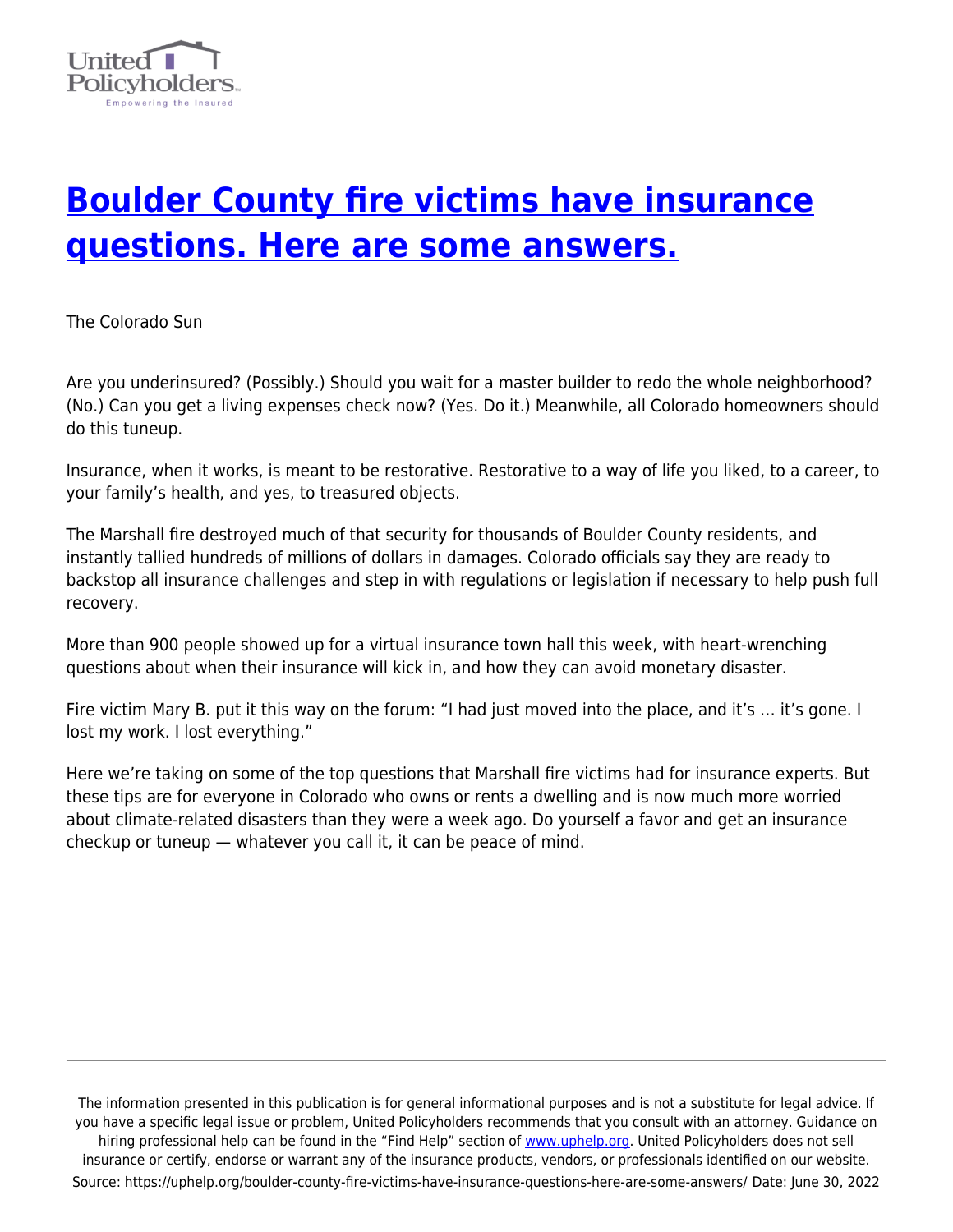# [Boulder County fire victims have insurance questions. Here are some answers.](https://uphelp.org/boulder-county-fire-victims-have-insurance-questions-here-are-some-answers/)

The Colorado Sun

Are you underinsured? (Possibly.) Should you wait for a master builder to redo the whole neighborhood? (No.) Can you get a living expenses check now? (Yes. Do it.) Meanwhile, all Colorado homeowners should do this tuneup.

Insurance, when it works, is meant to be restorative. Restorative to a way of life you liked, to a career, to your family's health, and yes, to treasured objects.

The Marshall fire destroyed much of that security for thousands of Boulder County residents, and instantly tallied hundreds of millions of dollars in damages. Colorado officials say they are ready to backstop all insurance challenges and step in with regulations or legislation if necessary to help push full recovery.

More than 900 people showed up for a virtual insurance town hall this week, with heart-wrenching questions about when their insurance will kick in, and how they can avoid monetary disaster.

Fire victim Mary B. put it this way on the forum: "I had just moved into the place, and it's … it's gone. I lost my work. I lost everything."

Here we're taking on some of the top questions that Marshall fire victims had for insurance experts. But these tips are for everyone in Colorado who owns or rents a dwelling and is now much more worried about climate-related disasters than they were a week ago. Do yourself a favor and get an insurance checkup or tuneup — whatever you call it, it can be peace of mind.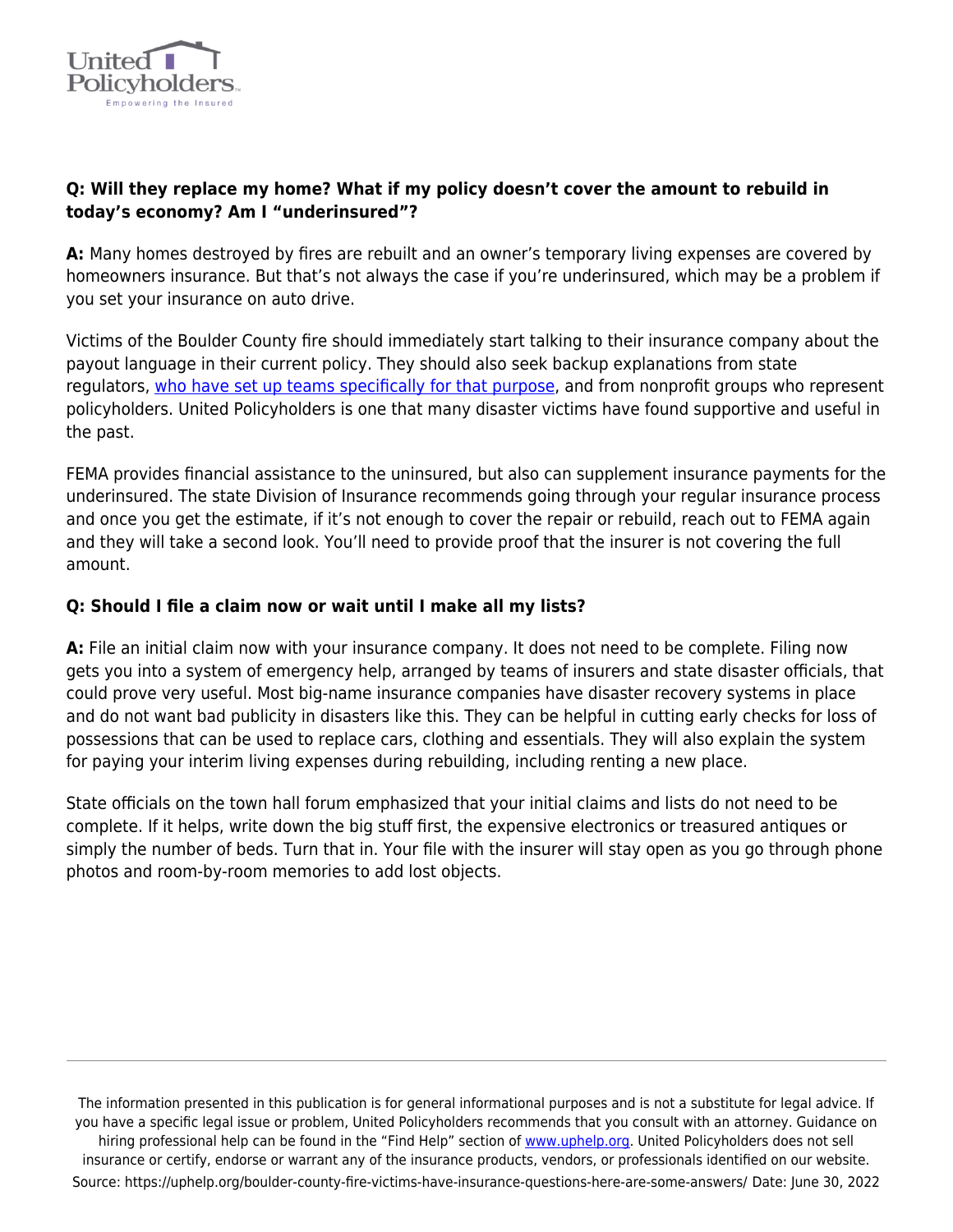**Q: Will they replace my home? What if my policy doesn't cover the amount to rebuild in today's economy? Am I "underinsured"?**

**A:** Many homes destroyed by fires are rebuilt and an owner's temporary living expenses are covered by homeowners insurance. But that's not always the case if you're underinsured, which may be a problem if you set your insurance on auto drive.

Victims of the Boulder County fire should immediately start talking to their insurance company about the payout language in their current policy. They should also seek backup explanations from state regulators, who have set up teams specifically for that purpose, and from nonprofit groups who represent policyholders. United Policyholders is one that many disaster victims have found supportive and useful in the past.

FEMA provides financial assistance to the uninsured, but also can supplement insurance payments for the underinsured. The state Division of Insurance recommends going through your regular insurance process and once you get the estimate, if it's not enough to cover the repair or rebuild, reach out to FEMA again and they will take a second look. You'll need to provide proof that the insurer is not covering the full amount.

**Q: Should I file a claim now or wait until I make all my lists?**

**A:** File an initial claim now with your insurance company. It does not need to be complete. Filing now gets you into a system of emergency help, arranged by teams of insurers and state disaster officials, that could prove very useful. Most big-name insurance companies have disaster recovery systems in place and do not want bad publicity in disasters like this. They can be helpful in cutting early checks for loss of possessions that can be used to replace cars, clothing and essentials. They will also explain the system for paying your interim living expenses during rebuilding, including renting a new place.

State officials on the town hall forum emphasized that your initial claims and lists do not need to be complete. If it helps, write down the big stuff first, the expensive electronics or treasured antiques or simply the number of beds. Turn that in. Your file with the insurer will stay open as you go through phone photos and room-by-room memories to add lost objects.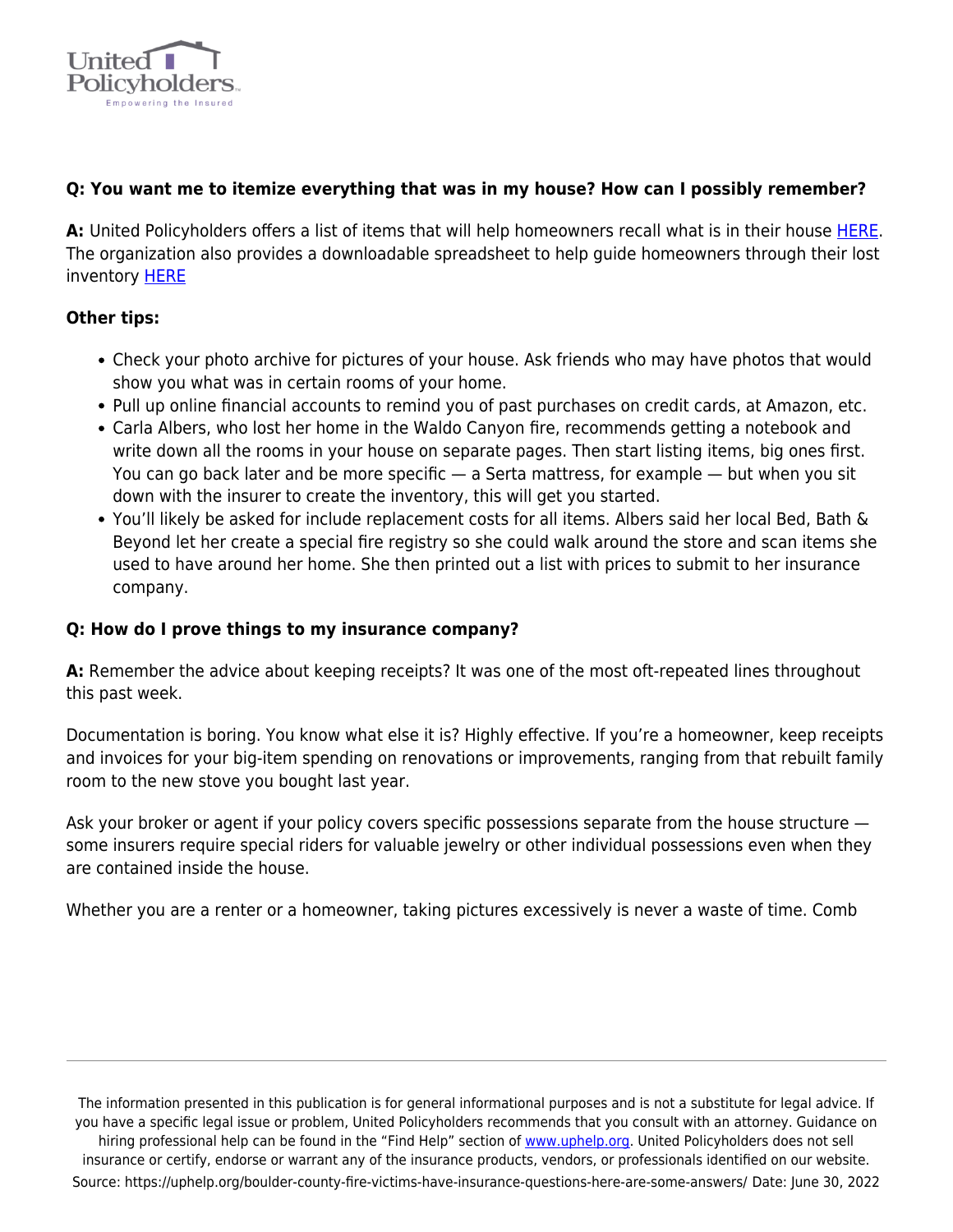**Q: You want me to itemize everything that was in my house? How can I possibly remember?**

**A:** United Policyholders offers a list of items that will help homeowners recall what is in their house [HERE](). The organization also provides a downloadable spreadsheet to help guide homeowners through their lost inventory [HERE]()

**Other tips:**

- Check your photo archive for pictures of your house. Ask friends who may have photos that would show you what was in certain rooms of your home.
- Pull up online financial accounts to remind you of past purchases on credit cards, at Amazon, etc.
- Carla Albers, who lost her home in the Waldo Canyon fire, recommends getting a notebook and write down all the rooms in your house on separate pages. Then start listing items, big ones first. You can go back later and be more specific — a Serta mattress, for example — but when you sit down with the insurer to create the inventory, this will get you started.
- You'll likely be asked for include replacement costs for all items. Albers said her local Bed, Bath & Beyond let her create a special fire registry so she could walk around the store and scan items she used to have around her home. She then printed out a list with prices to submit to her insurance company.

**Q: How do I prove things to my insurance company?**

**A:** Remember the advice about keeping receipts? It was one of the most oft-repeated lines throughout this past week.

Documentation is boring. You know what else it is? Highly effective. If you're a homeowner, keep receipts and invoices for your big-item spending on renovations or improvements, ranging from that rebuilt family room to the new stove you bought last year.

Ask your broker or agent if your policy covers specific possessions separate from the house structure — some insurers require special riders for valuable jewelry or other individual possessions even when they are contained inside the house.

Whether you are a renter or a homeowner, taking pictures excessively is never a waste of time. Comb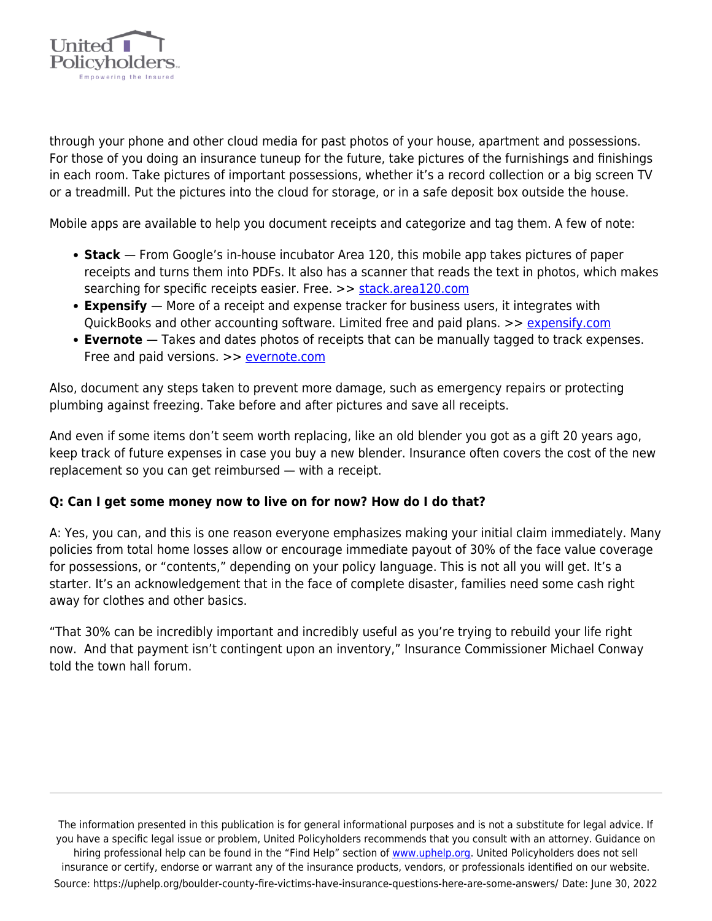through your phone and other cloud media for past photos of your house, apartment and possessions. For those of you doing an insurance tuneup for the future, take pictures of the furnishings and finishings in each room. Take pictures of important possessions, whether it's a record collection or a big screen TV or a treadmill. Put the pictures into the cloud for storage, or in a safe deposit box outside the house.

Mobile apps are available to help you document receipts and categorize and tag them. A few of note:

- **Stack** — From Google's in-house incubator Area 120, this mobile app takes pictures of paper receipts and turns them into PDFs. It also has a scanner that reads the text in photos, which makes searching for specific receipts easier. Free. >> [stack.area120.com](stack.area120.com)
- **Expensify** — More of a receipt and expense tracker for business users, it integrates with QuickBooks and other accounting software. Limited free and paid plans. >> [expensify.com](expensify.com)
- **Evernote** — Takes and dates photos of receipts that can be manually tagged to track expenses. Free and paid versions. >> [evernote.com](evernote.com)

Also, document any steps taken to prevent more damage, such as emergency repairs or protecting plumbing against freezing. Take before and after pictures and save all receipts.

And even if some items don't seem worth replacing, like an old blender you got as a gift 20 years ago, keep track of future expenses in case you buy a new blender. Insurance often covers the cost of the new replacement so you can get reimbursed — with a receipt.

**Q: Can I get some money now to live on for now? How do I do that?**

A: Yes, you can, and this is one reason everyone emphasizes making your initial claim immediately. Many policies from total home losses allow or encourage immediate payout of 30% of the face value coverage for possessions, or "contents," depending on your policy language. This is not all you will get. It's a starter. It's an acknowledgement that in the face of complete disaster, families need some cash right away for clothes and other basics.

"That 30% can be incredibly important and incredibly useful as you're trying to rebuild your life right now. And that payment isn't contingent upon an inventory," Insurance Commissioner Michael Conway told the town hall forum.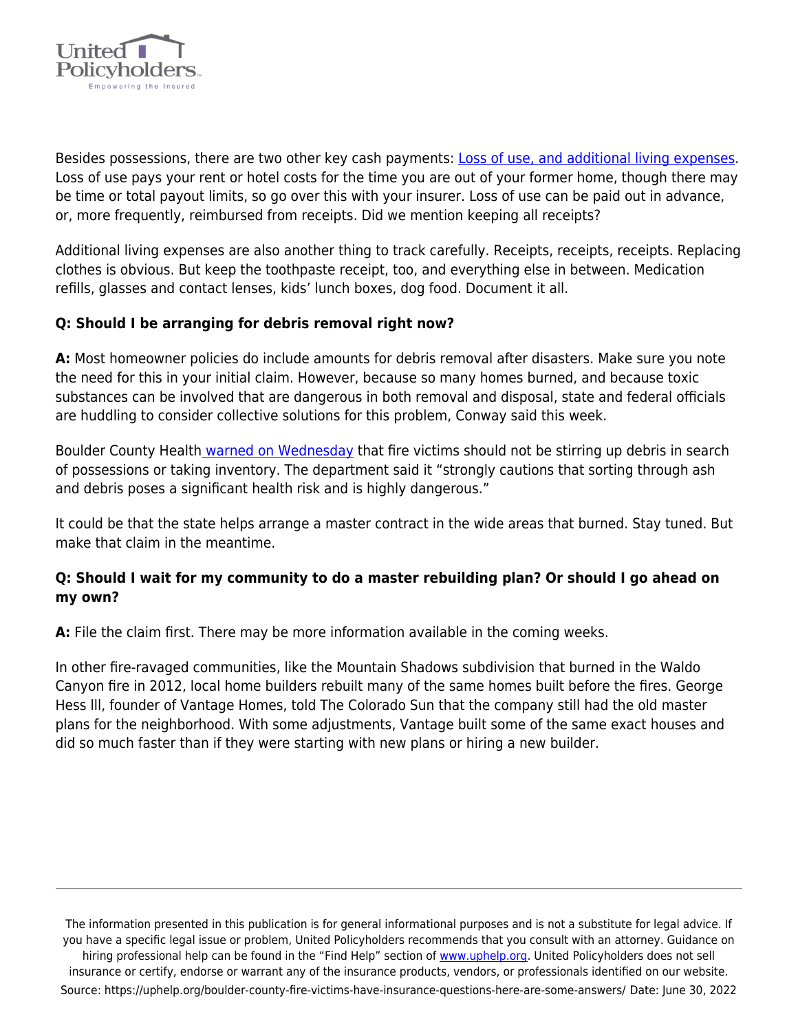Besides possessions, there are two other key cash payments: [Loss of use, and additional living expenses](). Loss of use pays your rent or hotel costs for the time you are out of your former home, though there may be time or total payout limits, so go over this with your insurer. Loss of use can be paid out in advance, or, more frequently, reimbursed from receipts. Did we mention keeping all receipts?

Additional living expenses are also another thing to track carefully. Receipts, receipts, receipts. Replacing clothes is obvious. But keep the toothpaste receipt, too, and everything else in between. Medication refills, glasses and contact lenses, kids' lunch boxes, dog food. Document it all.

**Q: Should I be arranging for debris removal right now?**

**A:** Most homeowner policies do include amounts for debris removal after disasters. Make sure you note the need for this in your initial claim. However, because so many homes burned, and because toxic substances can be involved that are dangerous in both removal and disposal, state and federal officials are huddling to consider collective solutions for this problem, Conway said this week.

Boulder County Health [warned on Wednesday]() that fire victims should not be stirring up debris in search of possessions or taking inventory. The department said it "strongly cautions that sorting through ash and debris poses a significant health risk and is highly dangerous."

It could be that the state helps arrange a master contract in the wide areas that burned. Stay tuned. But make that claim in the meantime.

**Q: Should I wait for my community to do a master rebuilding plan? Or should I go ahead on my own?**

**A:** File the claim first. There may be more information available in the coming weeks.

In other fire-ravaged communities, like the Mountain Shadows subdivision that burned in the Waldo Canyon fire in 2012, local home builders rebuilt many of the same homes built before the fires. George Hess lll, founder of Vantage Homes, told The Colorado Sun that the company still had the old master plans for the neighborhood. With some adjustments, Vantage built some of the same exact houses and did so much faster than if they were starting with new plans or hiring a new builder.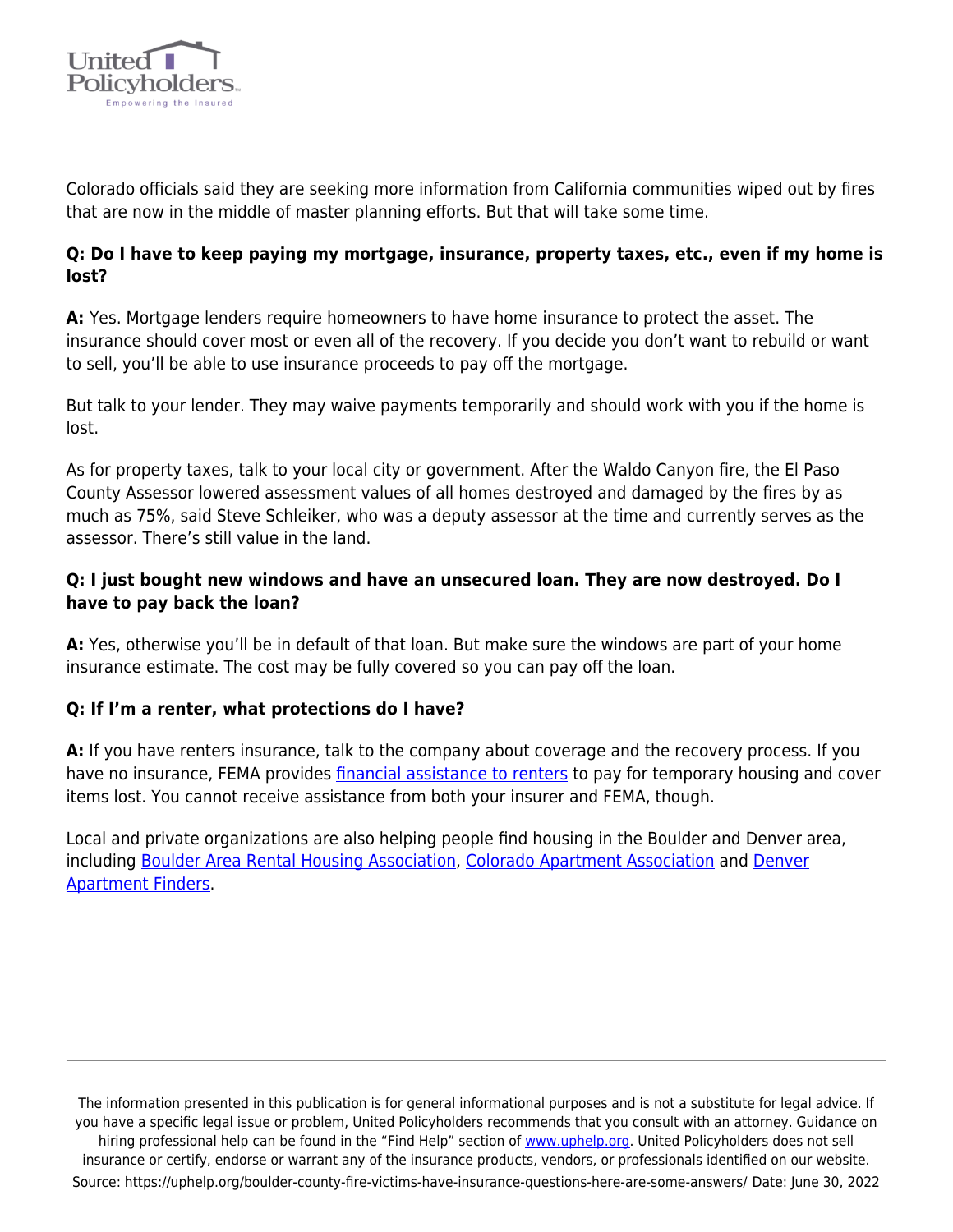Colorado officials said they are seeking more information from California communities wiped out by fires that are now in the middle of master planning efforts. But that will take some time.

**Q: Do I have to keep paying my mortgage, insurance, property taxes, etc., even if my home is lost?**

**A:** Yes. Mortgage lenders require homeowners to have home insurance to protect the asset. The insurance should cover most or even all of the recovery. If you decide you don't want to rebuild or want to sell, you'll be able to use insurance proceeds to pay off the mortgage.

But talk to your lender. They may waive payments temporarily and should work with you if the home is lost.

As for property taxes, talk to your local city or government. After the Waldo Canyon fire, the El Paso County Assessor lowered assessment values of all homes destroyed and damaged by the fires by as much as 75%, said Steve Schleiker, who was a deputy assessor at the time and currently serves as the assessor. There's still value in the land.

**Q: I just bought new windows and have an unsecured loan. They are now destroyed. Do I have to pay back the loan?**

**A:** Yes, otherwise you'll be in default of that loan. But make sure the windows are part of your home insurance estimate. The cost may be fully covered so you can pay off the loan.

**Q: If I'm a renter, what protections do I have?**

**A:** If you have renters insurance, talk to the company about coverage and the recovery process. If you have no insurance, FEMA provides financial assistance to renters to pay for temporary housing and cover items lost. You cannot receive assistance from both your insurer and FEMA, though.

Local and private organizations are also helping people find housing in the Boulder and Denver area, including Boulder Area Rental Housing Association, Colorado Apartment Association and Denver Apartment Finders.

The information presented in this publication is for general informational purposes and is not a substitute for legal advice. If you have a specific legal issue or problem, United Policyholders recommends that you consult with an attorney. Guidance on hiring professional help can be found in the "Find Help" section of www.uphelp.org. United Policyholders does not sell insurance or certify, endorse or warrant any of the insurance products, vendors, or professionals identified on our website.
Source: https://uphelp.org/boulder-county-fire-victims-have-insurance-questions-here-are-some-answers/ Date: June 30, 2022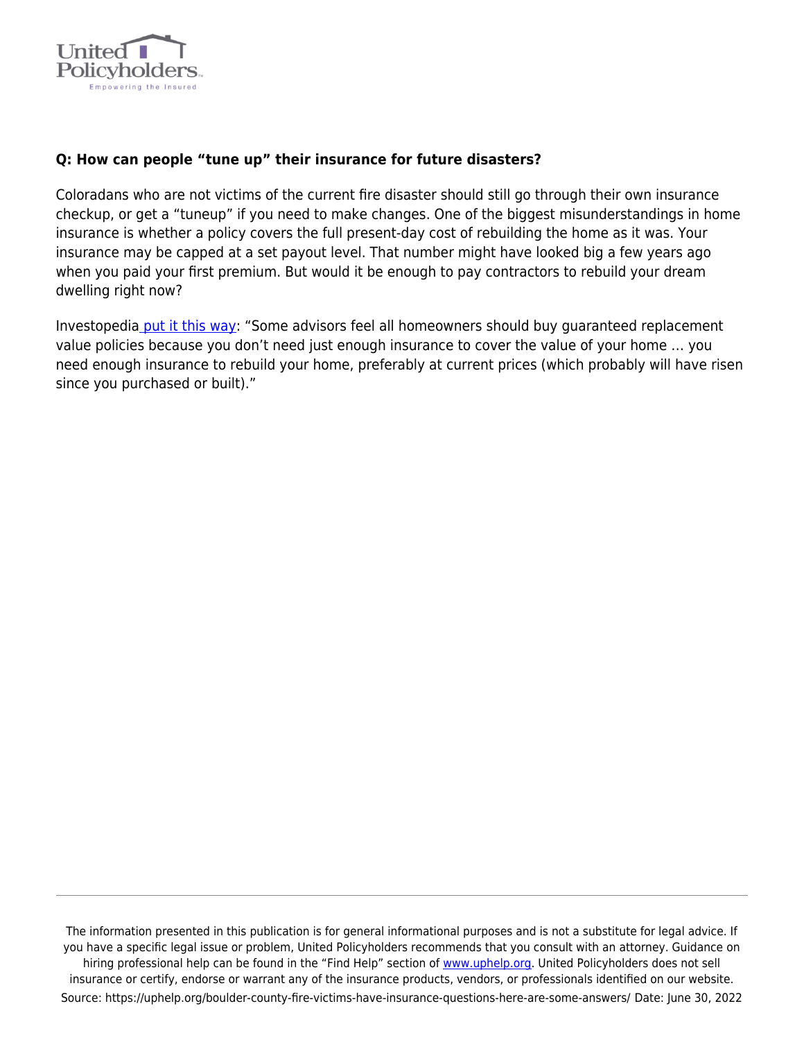**Q: How can people "tune up" their insurance for future disasters?**

Coloradans who are not victims of the current fire disaster should still go through their own insurance checkup, or get a "tuneup" if you need to make changes. One of the biggest misunderstandings in home insurance is whether a policy covers the full present-day cost of rebuilding the home as it was. Your insurance may be capped at a set payout level. That number might have looked big a few years ago when you paid your first premium. But would it be enough to pay contractors to rebuild your dream dwelling right now?

Investopedia put it this way: "Some advisors feel all homeowners should buy guaranteed replacement value policies because you don't need just enough insurance to cover the value of your home … you need enough insurance to rebuild your home, preferably at current prices (which probably will have risen since you purchased or built)."

The information presented in this publication is for general informational purposes and is not a substitute for legal advice. If you have a specific legal issue or problem, United Policyholders recommends that you consult with an attorney. Guidance on hiring professional help can be found in the "Find Help" section of www.uphelp.org. United Policyholders does not sell insurance or certify, endorse or warrant any of the insurance products, vendors, or professionals identified on our website.